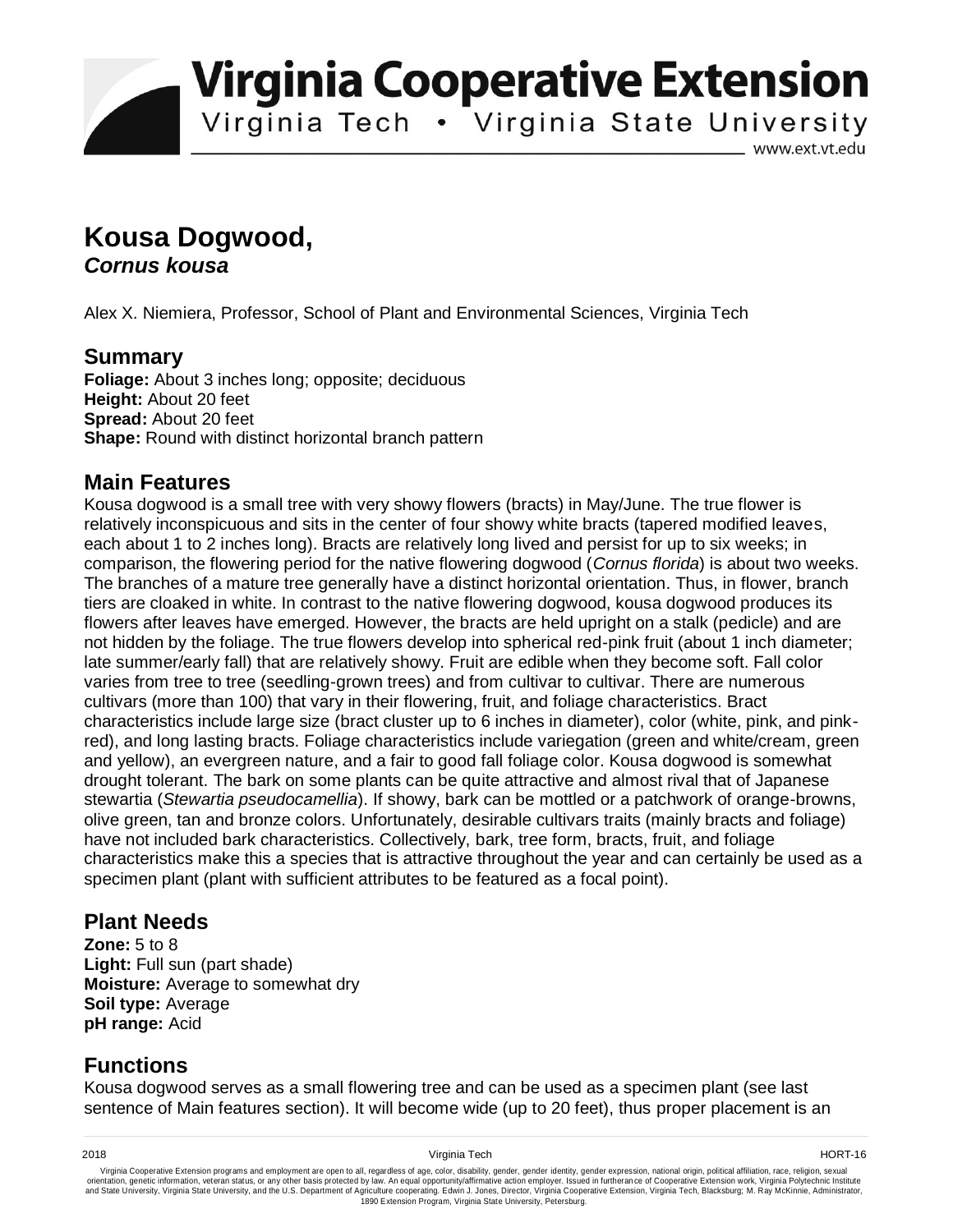# Virginia Cooperative Extension

Virginia Tech • Virginia State University

www.ext.vt.edu

# Kousa Dogwood, *Cornus kousa*

Alex X. Niemiera, Professor, School of Plant and Environmental Sciences, Virginia Tech

## Summary

**Foliage:** About 3 inches long; opposite; deciduous
**Height:** About 20 feet
**Spread:** About 20 feet
**Shape:** Round with distinct horizontal branch pattern

## Main Features

Kousa dogwood is a small tree with very showy flowers (bracts) in May/June. The true flower is relatively inconspicuous and sits in the center of four showy white bracts (tapered modified leaves, each about 1 to 2 inches long). Bracts are relatively long lived and persist for up to six weeks; in comparison, the flowering period for the native flowering dogwood (*Cornus florida*) is about two weeks. The branches of a mature tree generally have a distinct horizontal orientation. Thus, in flower, branch tiers are cloaked in white. In contrast to the native flowering dogwood, kousa dogwood produces its flowers after leaves have emerged. However, the bracts are held upright on a stalk (pedicle) and are not hidden by the foliage. The true flowers develop into spherical red-pink fruit (about 1 inch diameter; late summer/early fall) that are relatively showy. Fruit are edible when they become soft. Fall color varies from tree to tree (seedling-grown trees) and from cultivar to cultivar. There are numerous cultivars (more than 100) that vary in their flowering, fruit, and foliage characteristics. Bract characteristics include large size (bract cluster up to 6 inches in diameter), color (white, pink, and pink-red), and long lasting bracts. Foliage characteristics include variegation (green and white/cream, green and yellow), an evergreen nature, and a fair to good fall foliage color. Kousa dogwood is somewhat drought tolerant. The bark on some plants can be quite attractive and almost rival that of Japanese stewartia (*Stewartia pseudocamellia*). If showy, bark can be mottled or a patchwork of orange-browns, olive green, tan and bronze colors. Unfortunately, desirable cultivars traits (mainly bracts and foliage) have not included bark characteristics. Collectively, bark, tree form, bracts, fruit, and foliage characteristics make this a species that is attractive throughout the year and can certainly be used as a specimen plant (plant with sufficient attributes to be featured as a focal point).

## Plant Needs

**Zone:** 5 to 8
**Light:** Full sun (part shade)
**Moisture:** Average to somewhat dry
**Soil type:** Average
**pH range:** Acid

## Functions

Kousa dogwood serves as a small flowering tree and can be used as a specimen plant (see last sentence of Main features section). It will become wide (up to 20 feet), thus proper placement is an

Virginia Cooperative Extension programs and employment are open to all, regardless of age, color, disability, gender, gender identity, gender expression, national origin, political affiliation, race, religion, sexual orientation, genetic information, veteran status, or any other basis protected by law. An equal opportunity/affirmative action employer. Issued in furtherance of Cooperative Extension work, Virginia Polytechnic Institute and State University, Virginia State University, and the U.S. Department of Agriculture cooperating. Edwin J. Jones, Director, Virginia Cooperative Extension, Virginia Tech, Blacksburg; M. Ray McKinnie, Administrator, 1890 Extension Program, Virginia State University, Petersburg.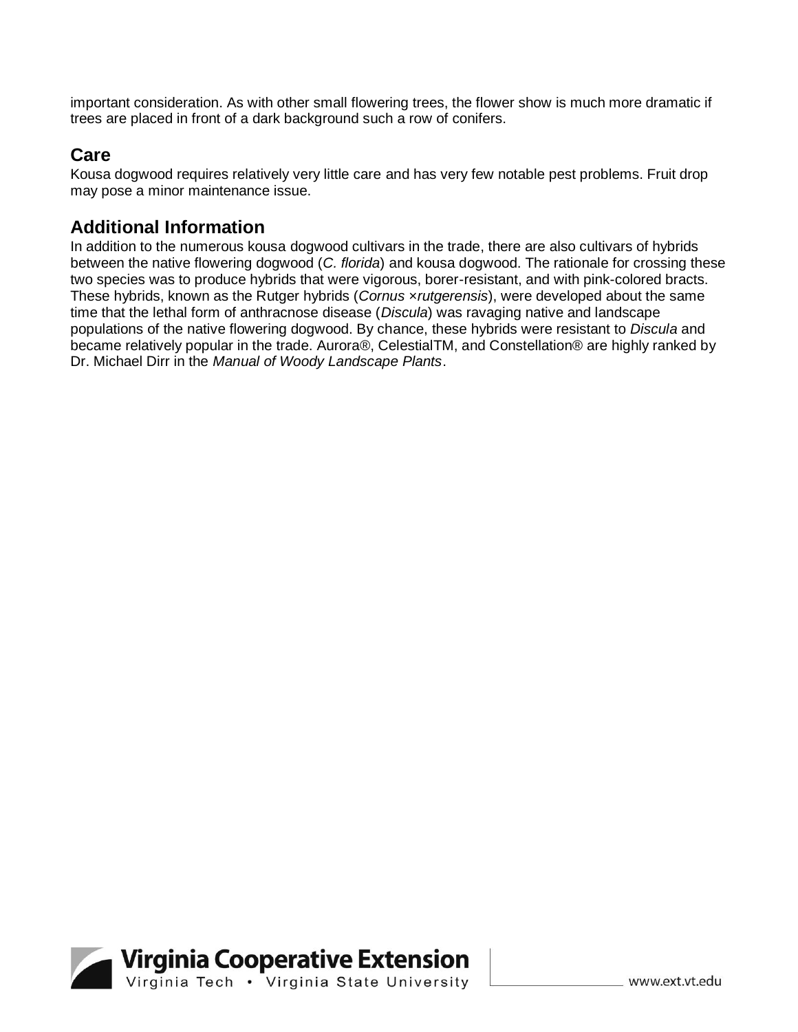important consideration. As with other small flowering trees, the flower show is much more dramatic if trees are placed in front of a dark background such a row of conifers.

## Care

Kousa dogwood requires relatively very little care and has very few notable pest problems. Fruit drop may pose a minor maintenance issue.

## Additional Information

In addition to the numerous kousa dogwood cultivars in the trade, there are also cultivars of hybrids between the native flowering dogwood (*C. florida*) and kousa dogwood. The rationale for crossing these two species was to produce hybrids that were vigorous, borer-resistant, and with pink-colored bracts. These hybrids, known as the Rutger hybrids (*Cornus ×rutgerensis*), were developed about the same time that the lethal form of anthracnose disease (*Discula*) was ravaging native and landscape populations of the native flowering dogwood. By chance, these hybrids were resistant to *Discula* and became relatively popular in the trade. Aurora®, CelestialTM, and Constellation® are highly ranked by Dr. Michael Dirr in the *Manual of Woody Landscape Plants*.